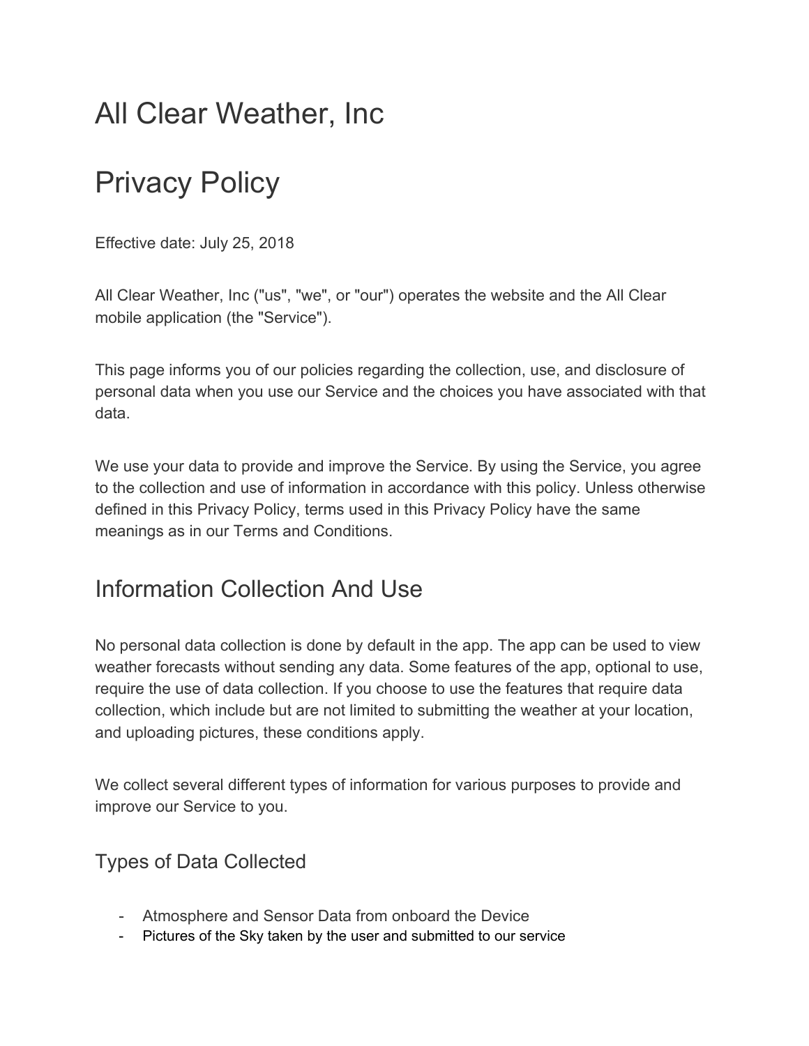# All Clear Weather, Inc

# Privacy Policy

Effective date: July 25, 2018

All Clear Weather, Inc ("us", "we", or "our") operates the website and the All Clear mobile application (the "Service").

This page informs you of our policies regarding the collection, use, and disclosure of personal data when you use our Service and the choices you have associated with that data.

We use your data to provide and improve the Service. By using the Service, you agree to the collection and use of information in accordance with this policy. Unless otherwise defined in this Privacy Policy, terms used in this Privacy Policy have the same meanings as in our Terms and Conditions.

## Information Collection And Use

No personal data collection is done by default in the app. The app can be used to view weather forecasts without sending any data. Some features of the app, optional to use, require the use of data collection. If you choose to use the features that require data collection, which include but are not limited to submitting the weather at your location, and uploading pictures, these conditions apply.

We collect several different types of information for various purposes to provide and improve our Service to you.

### Types of Data Collected

- Atmosphere and Sensor Data from onboard the Device
- Pictures of the Sky taken by the user and submitted to our service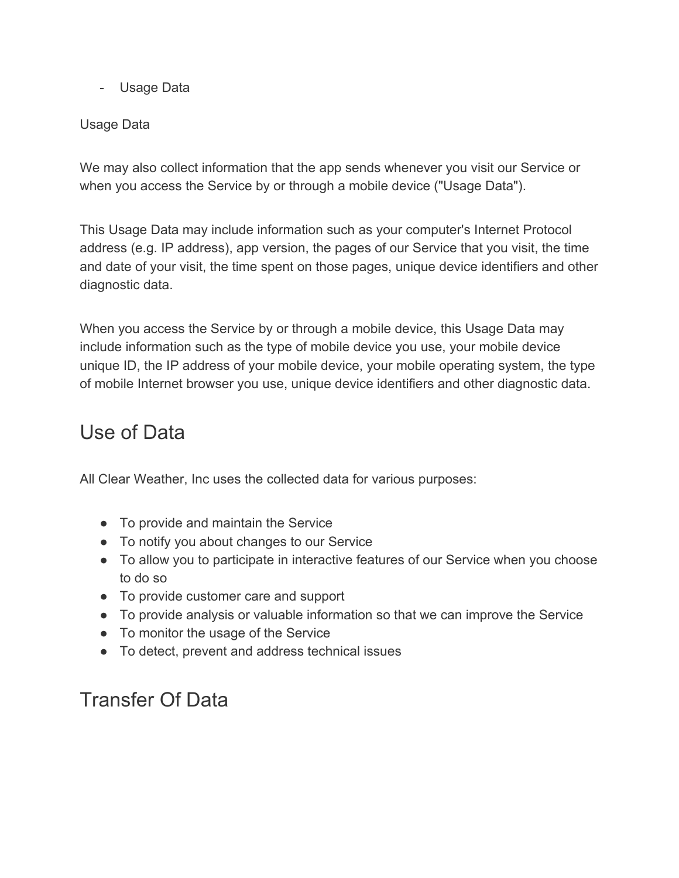- Usage Data

Usage Data

We may also collect information that the app sends whenever you visit our Service or when you access the Service by or through a mobile device ("Usage Data").

This Usage Data may include information such as your computer's Internet Protocol address (e.g. IP address), app version, the pages of our Service that you visit, the time and date of your visit, the time spent on those pages, unique device identifiers and other diagnostic data.

When you access the Service by or through a mobile device, this Usage Data may include information such as the type of mobile device you use, your mobile device unique ID, the IP address of your mobile device, your mobile operating system, the type of mobile Internet browser you use, unique device identifiers and other diagnostic data.

## Use of Data

All Clear Weather, Inc uses the collected data for various purposes:

- To provide and maintain the Service
- To notify you about changes to our Service
- To allow you to participate in interactive features of our Service when you choose to do so
- To provide customer care and support
- To provide analysis or valuable information so that we can improve the Service
- To monitor the usage of the Service
- To detect, prevent and address technical issues

## Transfer Of Data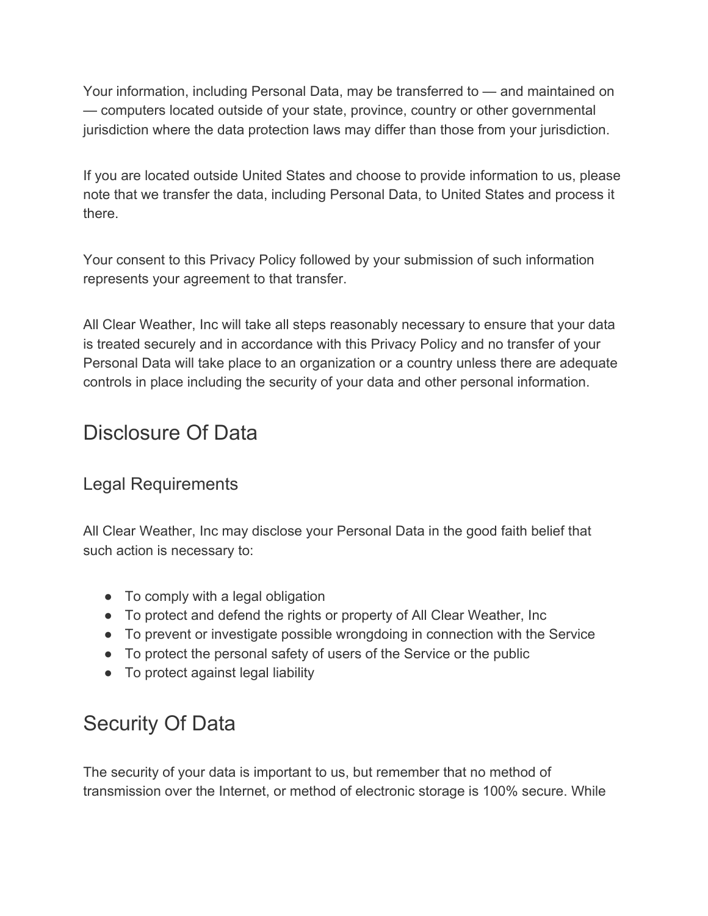Your information, including Personal Data, may be transferred to — and maintained on — computers located outside of your state, province, country or other governmental jurisdiction where the data protection laws may differ than those from your jurisdiction.

If you are located outside United States and choose to provide information to us, please note that we transfer the data, including Personal Data, to United States and process it there.

Your consent to this Privacy Policy followed by your submission of such information represents your agreement to that transfer.

All Clear Weather, Inc will take all steps reasonably necessary to ensure that your data is treated securely and in accordance with this Privacy Policy and no transfer of your Personal Data will take place to an organization or a country unless there are adequate controls in place including the security of your data and other personal information.

# Disclosure Of Data

## Legal Requirements

All Clear Weather, Inc may disclose your Personal Data in the good faith belief that such action is necessary to:

- To comply with a legal obligation
- To protect and defend the rights or property of All Clear Weather, Inc
- To prevent or investigate possible wrongdoing in connection with the Service
- To protect the personal safety of users of the Service or the public
- To protect against legal liability

# Security Of Data

The security of your data is important to us, but remember that no method of transmission over the Internet, or method of electronic storage is 100% secure. While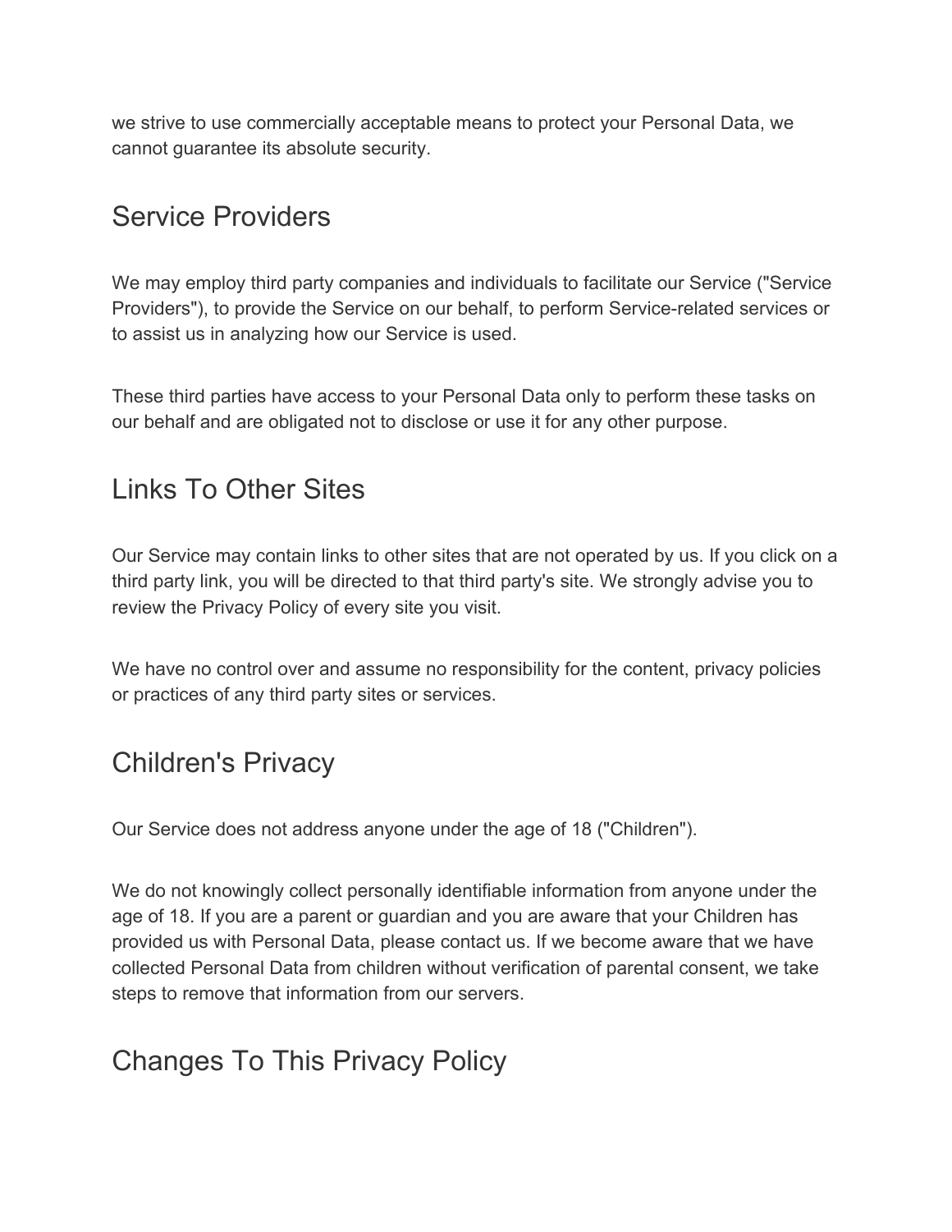we strive to use commercially acceptable means to protect your Personal Data, we cannot guarantee its absolute security.

## Service Providers

We may employ third party companies and individuals to facilitate our Service ("Service Providers"), to provide the Service on our behalf, to perform Service-related services or to assist us in analyzing how our Service is used.

These third parties have access to your Personal Data only to perform these tasks on our behalf and are obligated not to disclose or use it for any other purpose.

## Links To Other Sites

Our Service may contain links to other sites that are not operated by us. If you click on a third party link, you will be directed to that third party's site. We strongly advise you to review the Privacy Policy of every site you visit.

We have no control over and assume no responsibility for the content, privacy policies or practices of any third party sites or services.

## Children's Privacy

Our Service does not address anyone under the age of 18 ("Children").

We do not knowingly collect personally identifiable information from anyone under the age of 18. If you are a parent or guardian and you are aware that your Children has provided us with Personal Data, please contact us. If we become aware that we have collected Personal Data from children without verification of parental consent, we take steps to remove that information from our servers.

## Changes To This Privacy Policy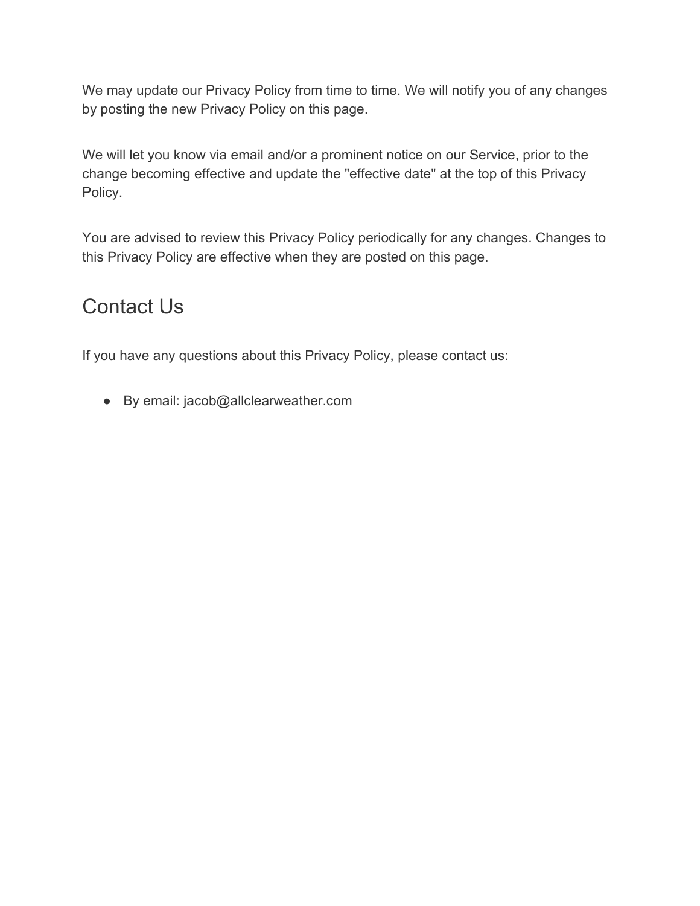We may update our Privacy Policy from time to time. We will notify you of any changes by posting the new Privacy Policy on this page.

We will let you know via email and/or a prominent notice on our Service, prior to the change becoming effective and update the "effective date" at the top of this Privacy Policy.

You are advised to review this Privacy Policy periodically for any changes. Changes to this Privacy Policy are effective when they are posted on this page.

## Contact Us

If you have any questions about this Privacy Policy, please contact us:

- By email: jacob@allclearweather.com